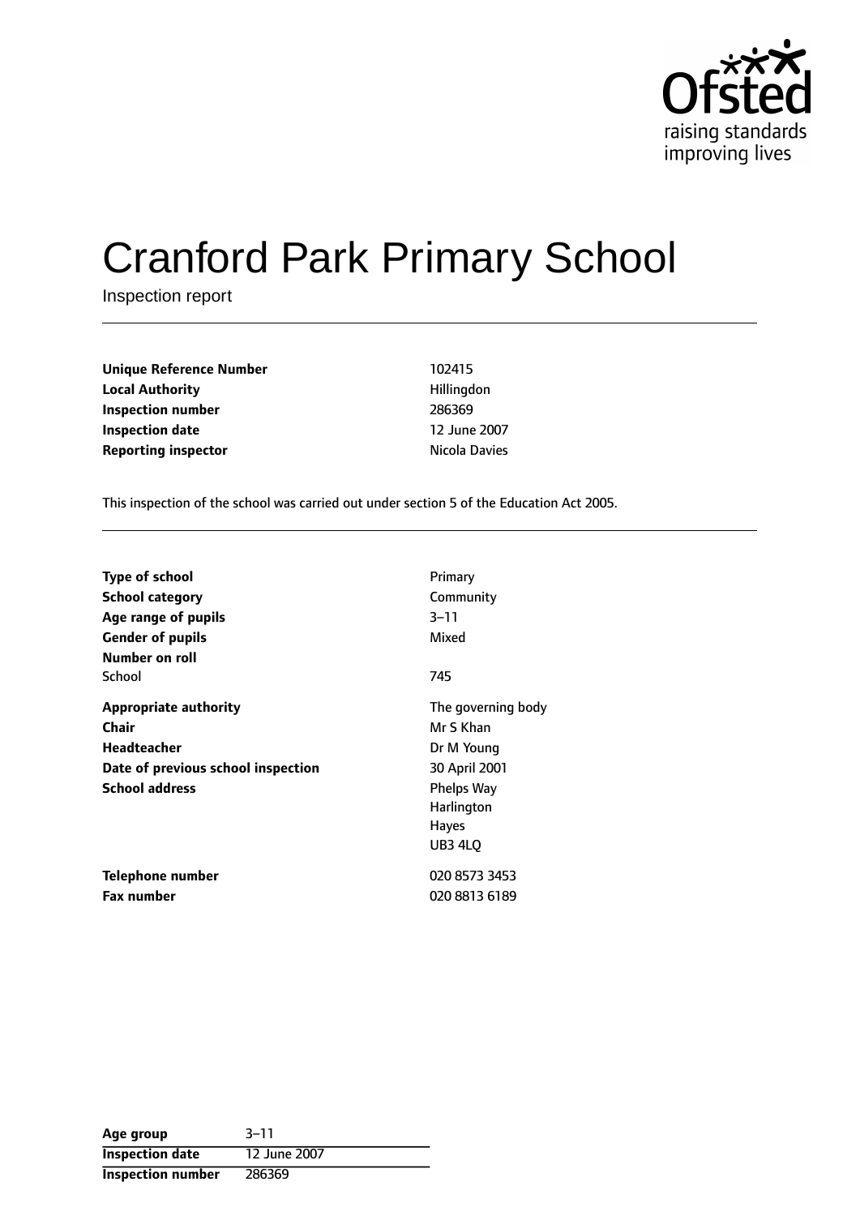# Cranford Park Primary School

Inspection report

| | |
|---|---|
| **Unique Reference Number** | 102415 |
| **Local Authority** | Hillingdon |
| **Inspection number** | 286369 |
| **Inspection date** | 12 June 2007 |
| **Reporting inspector** | Nicola Davies |

This inspection of the school was carried out under section 5 of the Education Act 2005.

| | |
|---|---|
| **Type of school** | Primary |
| **School category** | Community |
| **Age range of pupils** | 3–11 |
| **Gender of pupils** | Mixed |
| **Number on roll** | |
| School | 745 |
| **Appropriate authority** | The governing body |
| **Chair** | Mr S Khan |
| **Headteacher** | Dr M Young |
| **Date of previous school inspection** | 30 April 2001 |
| **School address** | Phelps Way<br>Harlington<br>Hayes<br>UB3 4LQ |
| **Telephone number** | 020 8573 3453 |
| **Fax number** | 020 8813 6189 |

| | |
|---|---|
| **Age group** | 3–11 |
| **Inspection date** | 12 June 2007 |
| **Inspection number** | 286369 |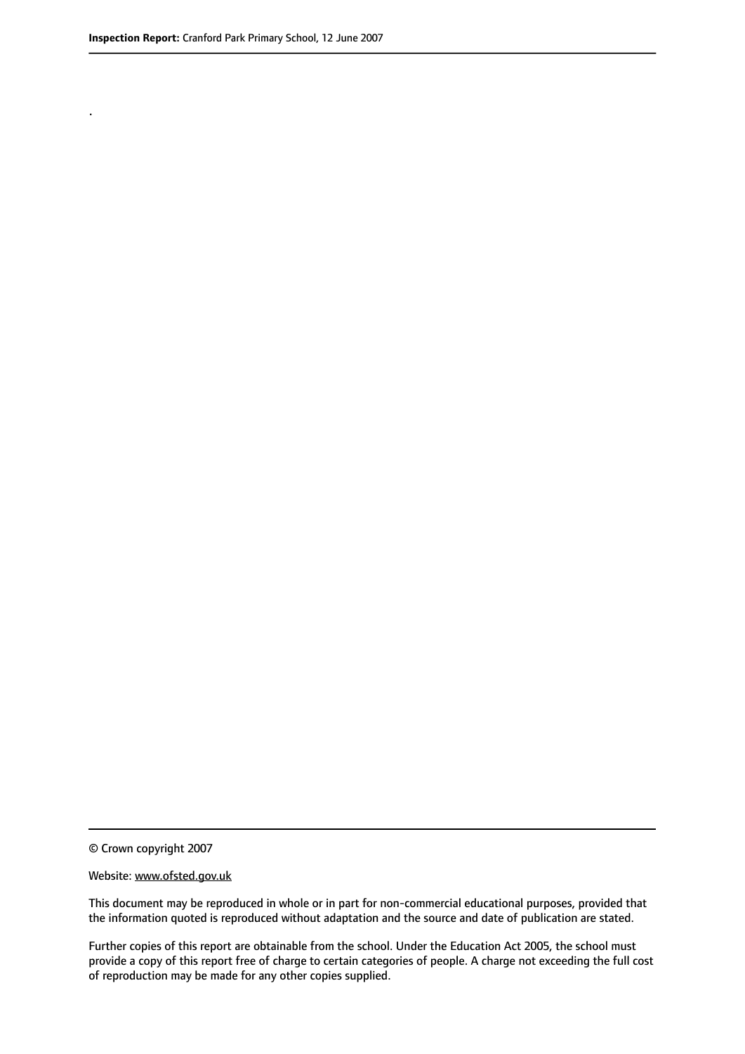.

© Crown copyright 2007

Website: www.ofsted.gov.uk

This document may be reproduced in whole or in part for non-commercial educational purposes, provided that the information quoted is reproduced without adaptation and the source and date of publication are stated.

Further copies of this report are obtainable from the school. Under the Education Act 2005, the school must provide a copy of this report free of charge to certain categories of people. A charge not exceeding the full cost of reproduction may be made for any other copies supplied.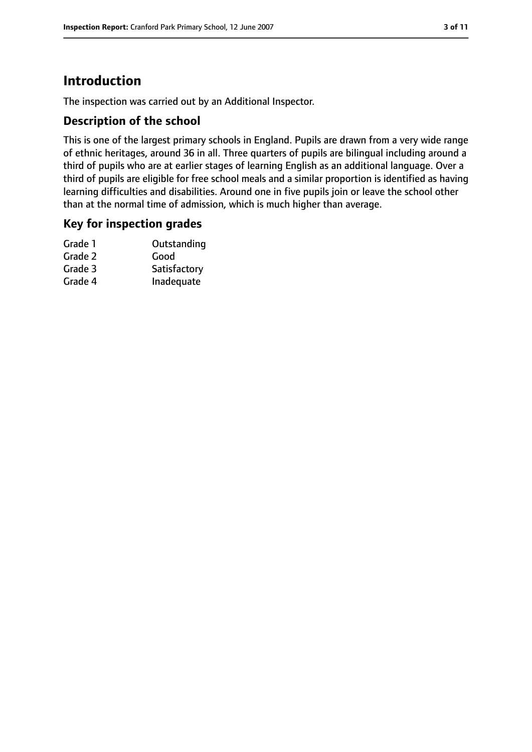# Introduction

The inspection was carried out by an Additional Inspector.

## Description of the school

This is one of the largest primary schools in England. Pupils are drawn from a very wide range of ethnic heritages, around 36 in all. Three quarters of pupils are bilingual including around a third of pupils who are at earlier stages of learning English as an additional language. Over a third of pupils are eligible for free school meals and a similar proportion is identified as having learning difficulties and disabilities. Around one in five pupils join or leave the school other than at the normal time of admission, which is much higher than average.

## Key for inspection grades

| | |
|---|---|
| Grade 1 | Outstanding |
| Grade 2 | Good |
| Grade 3 | Satisfactory |
| Grade 4 | Inadequate |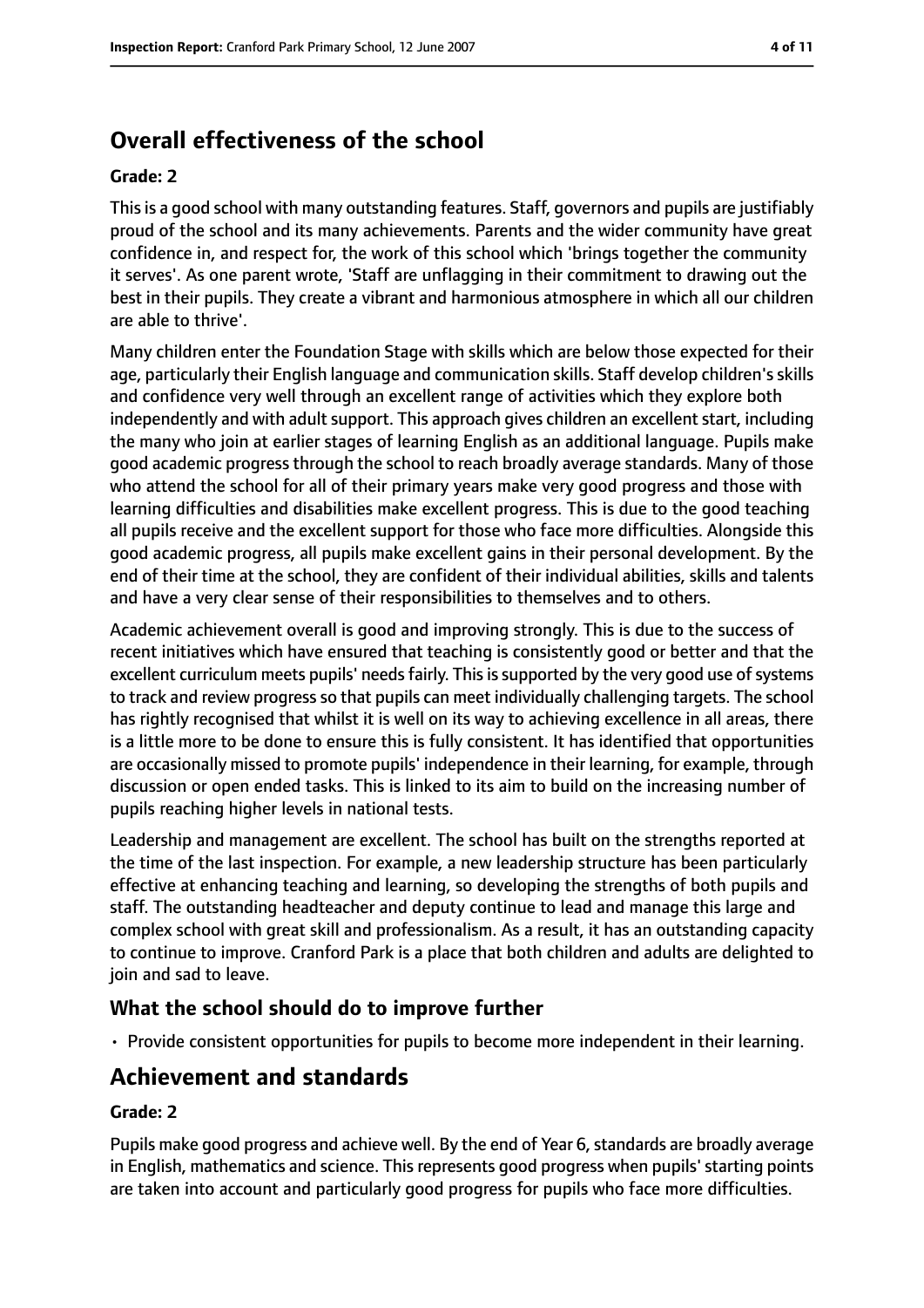## Overall effectiveness of the school

**Grade: 2**

This is a good school with many outstanding features. Staff, governors and pupils are justifiably proud of the school and its many achievements. Parents and the wider community have great confidence in, and respect for, the work of this school which 'brings together the community it serves'. As one parent wrote, 'Staff are unflagging in their commitment to drawing out the best in their pupils. They create a vibrant and harmonious atmosphere in which all our children are able to thrive'.

Many children enter the Foundation Stage with skills which are below those expected for their age, particularly their English language and communication skills. Staff develop children's skills and confidence very well through an excellent range of activities which they explore both independently and with adult support. This approach gives children an excellent start, including the many who join at earlier stages of learning English as an additional language. Pupils make good academic progress through the school to reach broadly average standards. Many of those who attend the school for all of their primary years make very good progress and those with learning difficulties and disabilities make excellent progress. This is due to the good teaching all pupils receive and the excellent support for those who face more difficulties. Alongside this good academic progress, all pupils make excellent gains in their personal development. By the end of their time at the school, they are confident of their individual abilities, skills and talents and have a very clear sense of their responsibilities to themselves and to others.

Academic achievement overall is good and improving strongly. This is due to the success of recent initiatives which have ensured that teaching is consistently good or better and that the excellent curriculum meets pupils' needs fairly. This is supported by the very good use of systems to track and review progress so that pupils can meet individually challenging targets. The school has rightly recognised that whilst it is well on its way to achieving excellence in all areas, there is a little more to be done to ensure this is fully consistent. It has identified that opportunities are occasionally missed to promote pupils' independence in their learning, for example, through discussion or open ended tasks. This is linked to its aim to build on the increasing number of pupils reaching higher levels in national tests.

Leadership and management are excellent. The school has built on the strengths reported at the time of the last inspection. For example, a new leadership structure has been particularly effective at enhancing teaching and learning, so developing the strengths of both pupils and staff. The outstanding headteacher and deputy continue to lead and manage this large and complex school with great skill and professionalism. As a result, it has an outstanding capacity to continue to improve. Cranford Park is a place that both children and adults are delighted to join and sad to leave.

### What the school should do to improve further

- Provide consistent opportunities for pupils to become more independent in their learning.

## Achievement and standards

**Grade: 2**

Pupils make good progress and achieve well. By the end of Year 6, standards are broadly average in English, mathematics and science. This represents good progress when pupils' starting points are taken into account and particularly good progress for pupils who face more difficulties.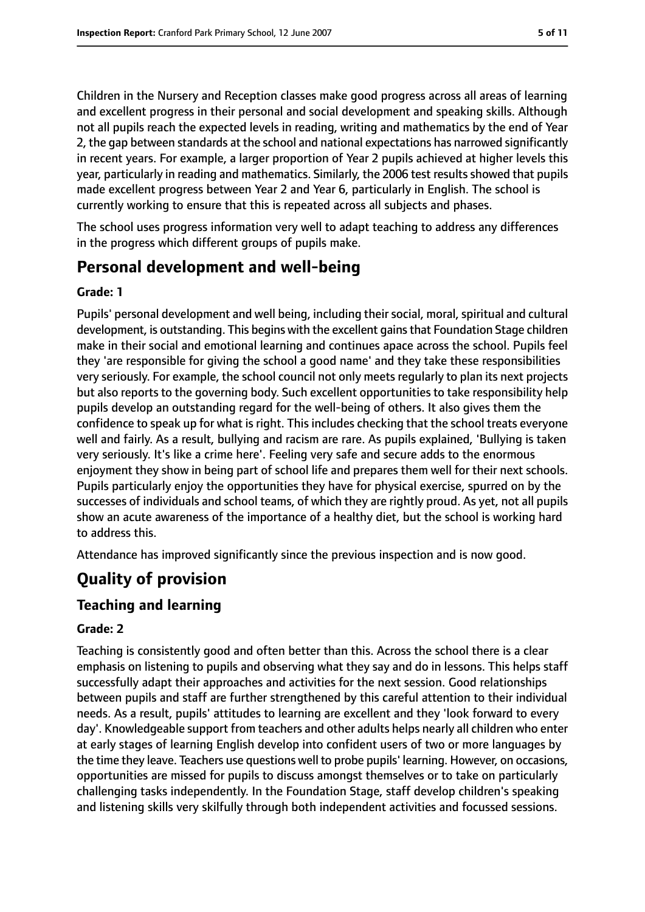Children in the Nursery and Reception classes make good progress across all areas of learning and excellent progress in their personal and social development and speaking skills. Although not all pupils reach the expected levels in reading, writing and mathematics by the end of Year 2, the gap between standards at the school and national expectations has narrowed significantly in recent years. For example, a larger proportion of Year 2 pupils achieved at higher levels this year, particularly in reading and mathematics. Similarly, the 2006 test results showed that pupils made excellent progress between Year 2 and Year 6, particularly in English. The school is currently working to ensure that this is repeated across all subjects and phases.

The school uses progress information very well to adapt teaching to address any differences in the progress which different groups of pupils make.

## Personal development and well-being

**Grade: 1**

Pupils' personal development and well being, including their social, moral, spiritual and cultural development, is outstanding. This begins with the excellent gains that Foundation Stage children make in their social and emotional learning and continues apace across the school. Pupils feel they 'are responsible for giving the school a good name' and they take these responsibilities very seriously. For example, the school council not only meets regularly to plan its next projects but also reports to the governing body. Such excellent opportunities to take responsibility help pupils develop an outstanding regard for the well-being of others. It also gives them the confidence to speak up for what is right. This includes checking that the school treats everyone well and fairly. As a result, bullying and racism are rare. As pupils explained, 'Bullying is taken very seriously. It's like a crime here'. Feeling very safe and secure adds to the enormous enjoyment they show in being part of school life and prepares them well for their next schools. Pupils particularly enjoy the opportunities they have for physical exercise, spurred on by the successes of individuals and school teams, of which they are rightly proud. As yet, not all pupils show an acute awareness of the importance of a healthy diet, but the school is working hard to address this.

Attendance has improved significantly since the previous inspection and is now good.

# Quality of provision

## Teaching and learning

**Grade: 2**

Teaching is consistently good and often better than this. Across the school there is a clear emphasis on listening to pupils and observing what they say and do in lessons. This helps staff successfully adapt their approaches and activities for the next session. Good relationships between pupils and staff are further strengthened by this careful attention to their individual needs. As a result, pupils' attitudes to learning are excellent and they 'look forward to every day'. Knowledgeable support from teachers and other adults helps nearly all children who enter at early stages of learning English develop into confident users of two or more languages by the time they leave. Teachers use questions well to probe pupils' learning. However, on occasions, opportunities are missed for pupils to discuss amongst themselves or to take on particularly challenging tasks independently. In the Foundation Stage, staff develop children's speaking and listening skills very skilfully through both independent activities and focussed sessions.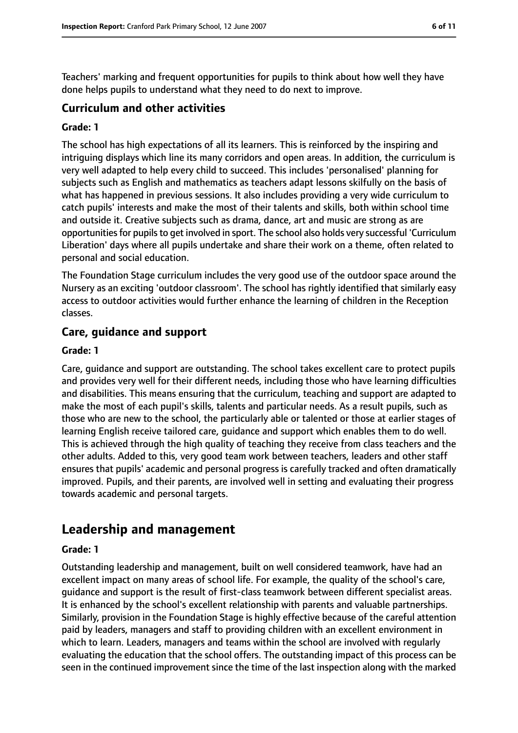Teachers' marking and frequent opportunities for pupils to think about how well they have done helps pupils to understand what they need to do next to improve.

### Curriculum and other activities

#### Grade: 1

The school has high expectations of all its learners. This is reinforced by the inspiring and intriguing displays which line its many corridors and open areas. In addition, the curriculum is very well adapted to help every child to succeed. This includes 'personalised' planning for subjects such as English and mathematics as teachers adapt lessons skilfully on the basis of what has happened in previous sessions. It also includes providing a very wide curriculum to catch pupils' interests and make the most of their talents and skills, both within school time and outside it. Creative subjects such as drama, dance, art and music are strong as are opportunities for pupils to get involved in sport. The school also holds very successful 'Curriculum Liberation' days where all pupils undertake and share their work on a theme, often related to personal and social education.

The Foundation Stage curriculum includes the very good use of the outdoor space around the Nursery as an exciting 'outdoor classroom'. The school has rightly identified that similarly easy access to outdoor activities would further enhance the learning of children in the Reception classes.

### Care, guidance and support

#### Grade: 1

Care, guidance and support are outstanding. The school takes excellent care to protect pupils and provides very well for their different needs, including those who have learning difficulties and disabilities. This means ensuring that the curriculum, teaching and support are adapted to make the most of each pupil's skills, talents and particular needs. As a result pupils, such as those who are new to the school, the particularly able or talented or those at earlier stages of learning English receive tailored care, guidance and support which enables them to do well. This is achieved through the high quality of teaching they receive from class teachers and the other adults. Added to this, very good team work between teachers, leaders and other staff ensures that pupils' academic and personal progress is carefully tracked and often dramatically improved. Pupils, and their parents, are involved well in setting and evaluating their progress towards academic and personal targets.

## Leadership and management

#### Grade: 1

Outstanding leadership and management, built on well considered teamwork, have had an excellent impact on many areas of school life. For example, the quality of the school's care, guidance and support is the result of first-class teamwork between different specialist areas. It is enhanced by the school's excellent relationship with parents and valuable partnerships. Similarly, provision in the Foundation Stage is highly effective because of the careful attention paid by leaders, managers and staff to providing children with an excellent environment in which to learn. Leaders, managers and teams within the school are involved with regularly evaluating the education that the school offers. The outstanding impact of this process can be seen in the continued improvement since the time of the last inspection along with the marked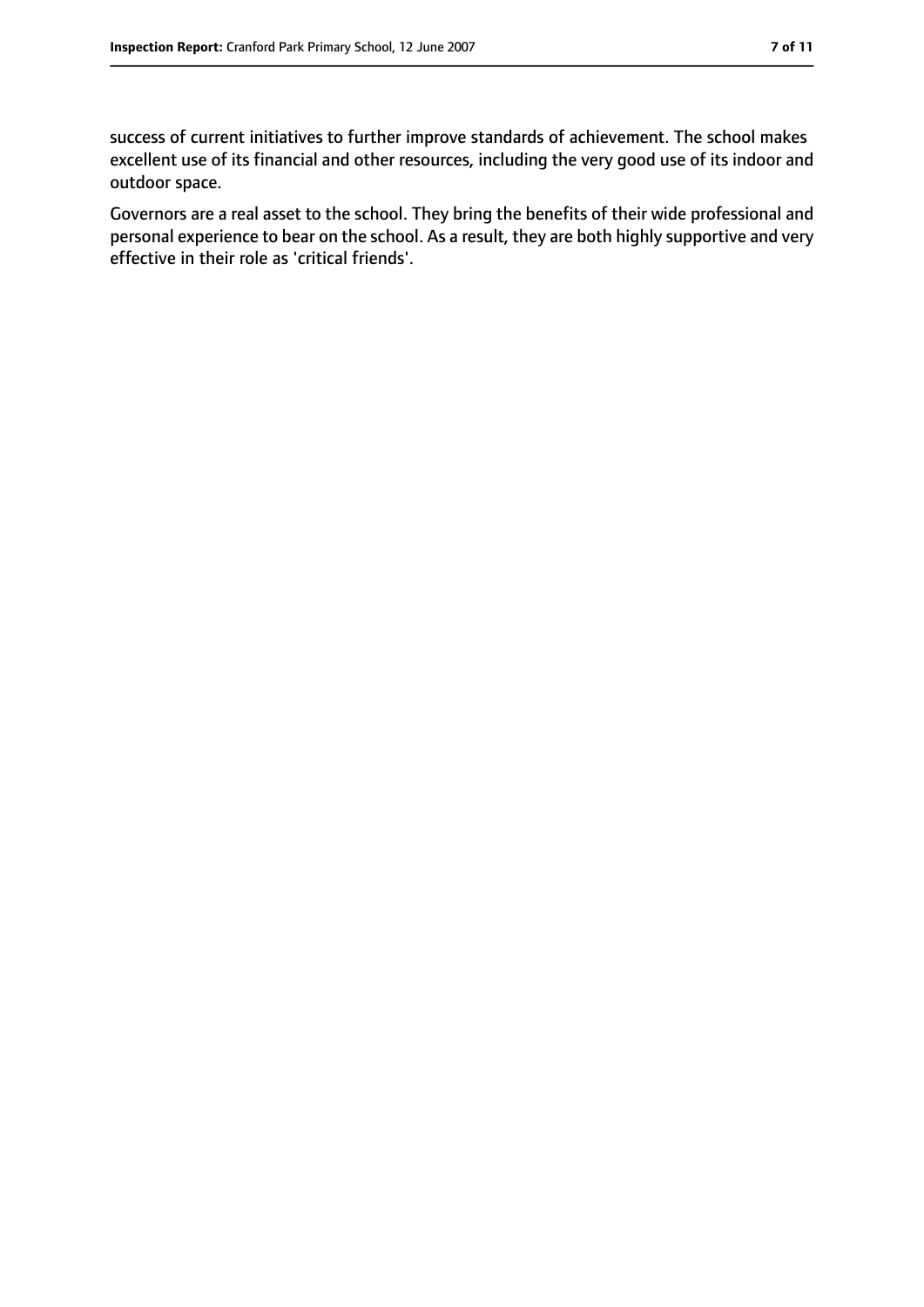success of current initiatives to further improve standards of achievement. The school makes excellent use of its financial and other resources, including the very good use of its indoor and outdoor space.

Governors are a real asset to the school. They bring the benefits of their wide professional and personal experience to bear on the school. As a result, they are both highly supportive and very effective in their role as 'critical friends'.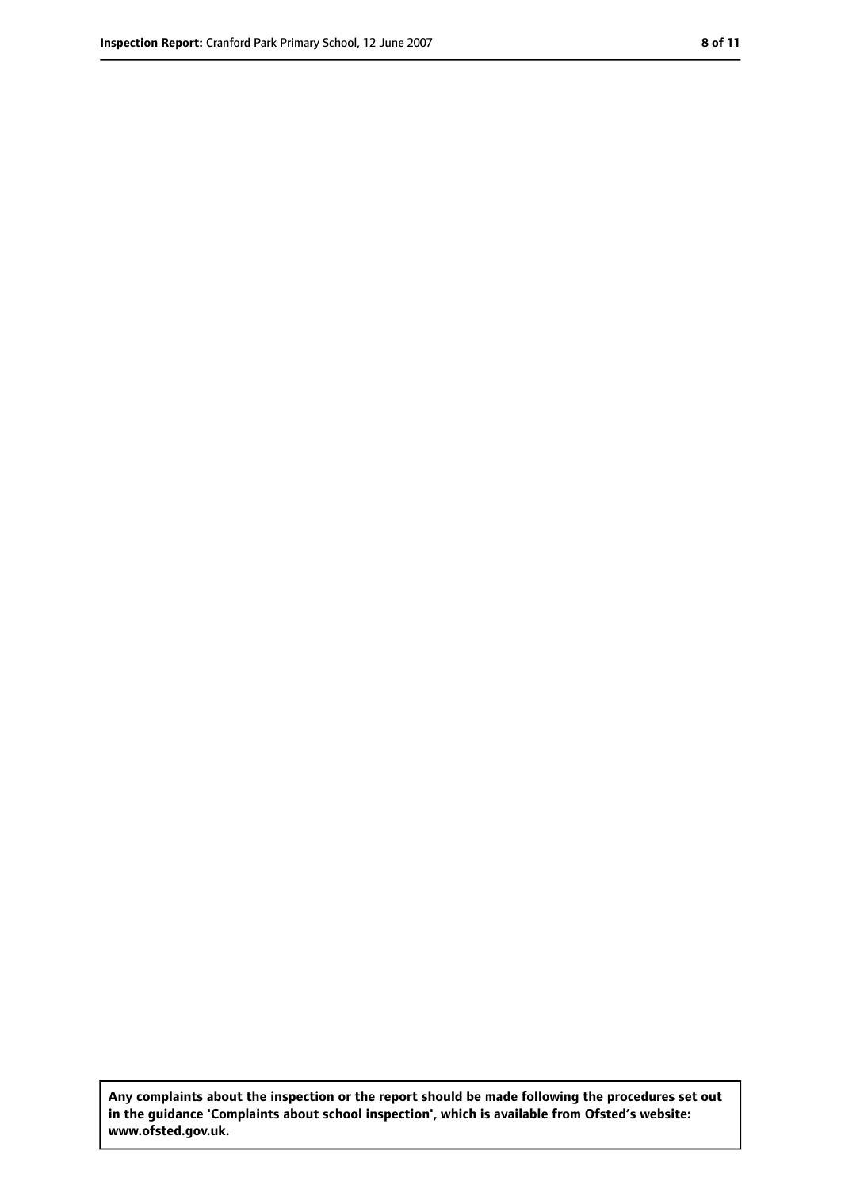**Any complaints about the inspection or the report should be made following the procedures set out in the guidance 'Complaints about school inspection', which is available from Ofsted's website: www.ofsted.gov.uk.**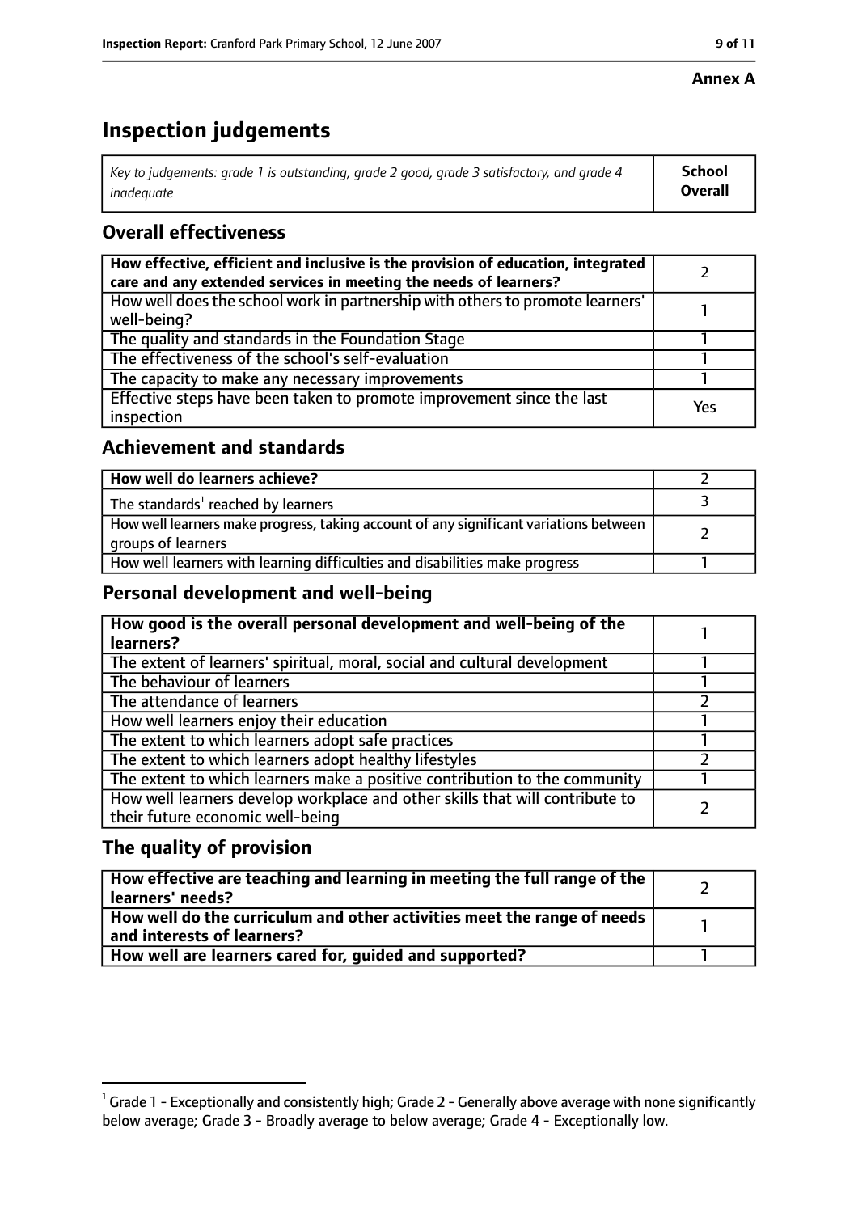**Annex A**

# Inspection judgements

| *Key to judgements: grade 1 is outstanding, grade 2 good, grade 3 satisfactory, and grade 4 inadequate* | **School Overall** |
|---|---|

## Overall effectiveness

| | |
|---|---|
| **How effective, efficient and inclusive is the provision of education, integrated care and any extended services in meeting the needs of learners?** | 2 |
| How well does the school work in partnership with others to promote learners' well-being? | 1 |
| The quality and standards in the Foundation Stage | 1 |
| The effectiveness of the school's self-evaluation | 1 |
| The capacity to make any necessary improvements | 1 |
| Effective steps have been taken to promote improvement since the last inspection | Yes |

## Achievement and standards

| | |
|---|---|
| **How well do learners achieve?** | 2 |
| The standards[1] reached by learners | 3 |
| How well learners make progress, taking account of any significant variations between groups of learners | 2 |
| How well learners with learning difficulties and disabilities make progress | 1 |

## Personal development and well-being

| | |
|---|---|
| **How good is the overall personal development and well-being of the learners?** | 1 |
| The extent of learners' spiritual, moral, social and cultural development | 1 |
| The behaviour of learners | 1 |
| The attendance of learners | 2 |
| How well learners enjoy their education | 1 |
| The extent to which learners adopt safe practices | 1 |
| The extent to which learners adopt healthy lifestyles | 2 |
| The extent to which learners make a positive contribution to the community | 1 |
| How well learners develop workplace and other skills that will contribute to their future economic well-being | 2 |

## The quality of provision

| | |
|---|---|
| **How effective are teaching and learning in meeting the full range of the learners' needs?** | 2 |
| **How well do the curriculum and other activities meet the range of needs and interests of learners?** | 1 |
| **How well are learners cared for, guided and supported?** | 1 |

[1] Grade 1 - Exceptionally and consistently high; Grade 2 - Generally above average with none significantly below average; Grade 3 - Broadly average to below average; Grade 4 - Exceptionally low.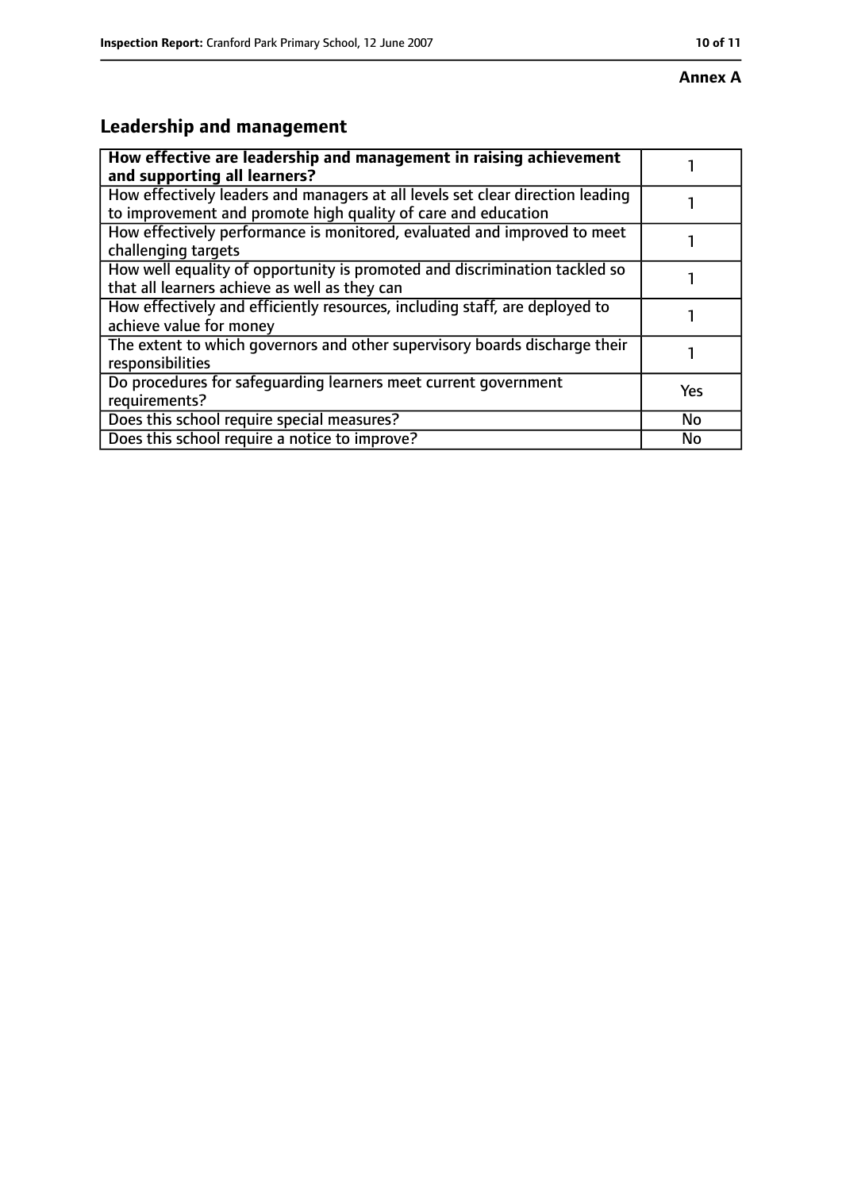**Annex A**

## Leadership and management

| **How effective are leadership and management in raising achievement and supporting all learners?** | 1 |
|---|---|
| How effectively leaders and managers at all levels set clear direction leading to improvement and promote high quality of care and education | 1 |
| How effectively performance is monitored, evaluated and improved to meet challenging targets | 1 |
| How well equality of opportunity is promoted and discrimination tackled so that all learners achieve as well as they can | 1 |
| How effectively and efficiently resources, including staff, are deployed to achieve value for money | 1 |
| The extent to which governors and other supervisory boards discharge their responsibilities | 1 |
| Do procedures for safeguarding learners meet current government requirements? | Yes |
| Does this school require special measures? | No |
| Does this school require a notice to improve? | No |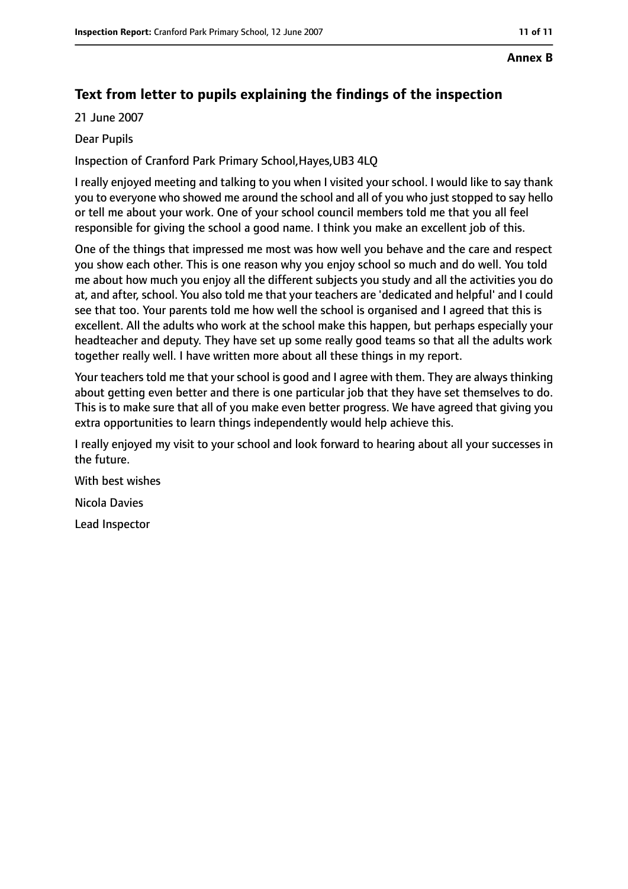**Annex B**

## Text from letter to pupils explaining the findings of the inspection

21 June 2007

Dear Pupils

Inspection of Cranford Park Primary School,Hayes,UB3 4LQ

I really enjoyed meeting and talking to you when I visited your school. I would like to say thank you to everyone who showed me around the school and all of you who just stopped to say hello or tell me about your work. One of your school council members told me that you all feel responsible for giving the school a good name. I think you make an excellent job of this.

One of the things that impressed me most was how well you behave and the care and respect you show each other. This is one reason why you enjoy school so much and do well. You told me about how much you enjoy all the different subjects you study and all the activities you do at, and after, school. You also told me that your teachers are 'dedicated and helpful' and I could see that too. Your parents told me how well the school is organised and I agreed that this is excellent. All the adults who work at the school make this happen, but perhaps especially your headteacher and deputy. They have set up some really good teams so that all the adults work together really well. I have written more about all these things in my report.

Your teachers told me that your school is good and I agree with them. They are always thinking about getting even better and there is one particular job that they have set themselves to do. This is to make sure that all of you make even better progress. We have agreed that giving you extra opportunities to learn things independently would help achieve this.

I really enjoyed my visit to your school and look forward to hearing about all your successes in the future.

With best wishes

Nicola Davies

Lead Inspector